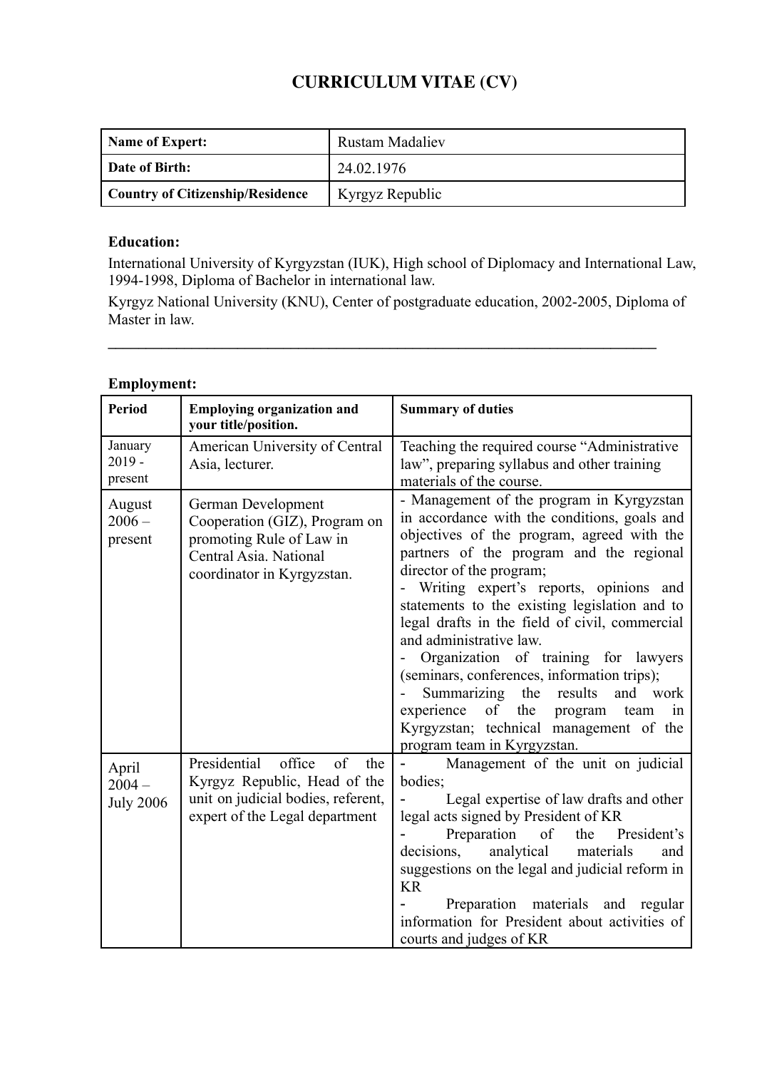# CURRICULUM VITAE (CV)

| **Name of Expert:** | Rustam Madaliev |
| --- | --- |
| **Date of Birth:** | 24.02.1976 |
| **Country of Citizenship/Residence** | Kyrgyz Republic |

**Education:**

International University of Kyrgyzstan (IUK), High school of Diplomacy and International Law, 1994-1998, Diploma of Bachelor in international law.

Kyrgyz National University (KNU), Center of postgraduate education, 2002-2005, Diploma of Master in law.

---

**Employment:**

| Period | Employing organization and your title/position. | Summary of duties |
| --- | --- | --- |
| January 2019 - present | American University of Central Asia, lecturer. | Teaching the required course "Administrative law", preparing syllabus and other training materials of the course. |
| August 2006 – present | German Development Cooperation (GIZ), Program on promoting Rule of Law in Central Asia. National coordinator in Kyrgyzstan. | - Management of the program in Kyrgyzstan in accordance with the conditions, goals and objectives of the program, agreed with the partners of the program and the regional director of the program;<br>- Writing expert's reports, opinions and statements to the existing legislation and to legal drafts in the field of civil, commercial and administrative law.<br>- Organization of training for lawyers (seminars, conferences, information trips);<br>- Summarizing the results and work experience of the program team in Kyrgyzstan; technical management of the program team in Kyrgyzstan. |
| April 2004 – July 2006 | Presidential office of the Kyrgyz Republic, Head of the unit on judicial bodies, referent, expert of the Legal department | - Management of the unit on judicial bodies;<br>- Legal expertise of law drafts and other legal acts signed by President of KR<br>- Preparation of the President's decisions, analytical materials and suggestions on the legal and judicial reform in KR<br>- Preparation materials and regular information for President about activities of courts and judges of KR |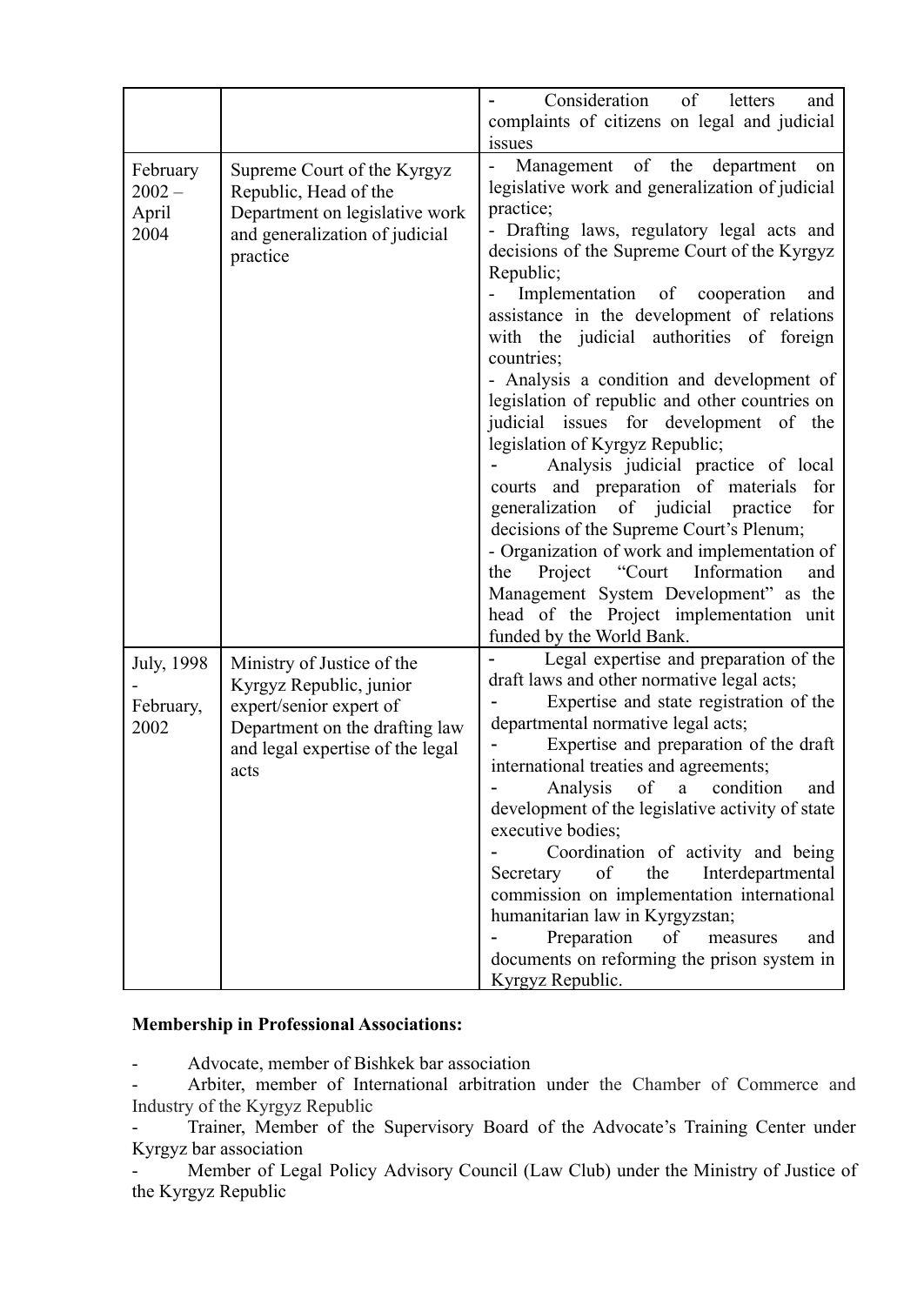| | | |
|---|---|---|
| | | - Consideration of letters and complaints of citizens on legal and judicial issues |
| February 2002 – April 2004 | Supreme Court of the Kyrgyz Republic, Head of the Department on legislative work and generalization of judicial practice | - Management of the department on legislative work and generalization of judicial practice;<br>- Drafting laws, regulatory legal acts and decisions of the Supreme Court of the Kyrgyz Republic;<br>- Implementation of cooperation and assistance in the development of relations with the judicial authorities of foreign countries;<br>- Analysis a condition and development of legislation of republic and other countries on judicial issues for development of the legislation of Kyrgyz Republic;<br>- Analysis judicial practice of local courts and preparation of materials for generalization of judicial practice for decisions of the Supreme Court's Plenum;<br>- Organization of work and implementation of the Project "Court Information and Management System Development" as the head of the Project implementation unit funded by the World Bank. |
| July, 1998 - February, 2002 | Ministry of Justice of the Kyrgyz Republic, junior expert/senior expert of Department on the drafting law and legal expertise of the legal acts | - Legal expertise and preparation of the draft laws and other normative legal acts;<br>- Expertise and state registration of the departmental normative legal acts;<br>- Expertise and preparation of the draft international treaties and agreements;<br>- Analysis of a condition and development of the legislative activity of state executive bodies;<br>- Coordination of activity and being Secretary of the Interdepartmental commission on implementation international humanitarian law in Kyrgyzstan;<br>- Preparation of measures and documents on reforming the prison system in Kyrgyz Republic. |

**Membership in Professional Associations:**

- Advocate, member of Bishkek bar association
- Arbiter, member of International arbitration under the Chamber of Commerce and Industry of the Kyrgyz Republic
- Trainer, Member of the Supervisory Board of the Advocate's Training Center under Kyrgyz bar association
- Member of Legal Policy Advisory Council (Law Club) under the Ministry of Justice of the Kyrgyz Republic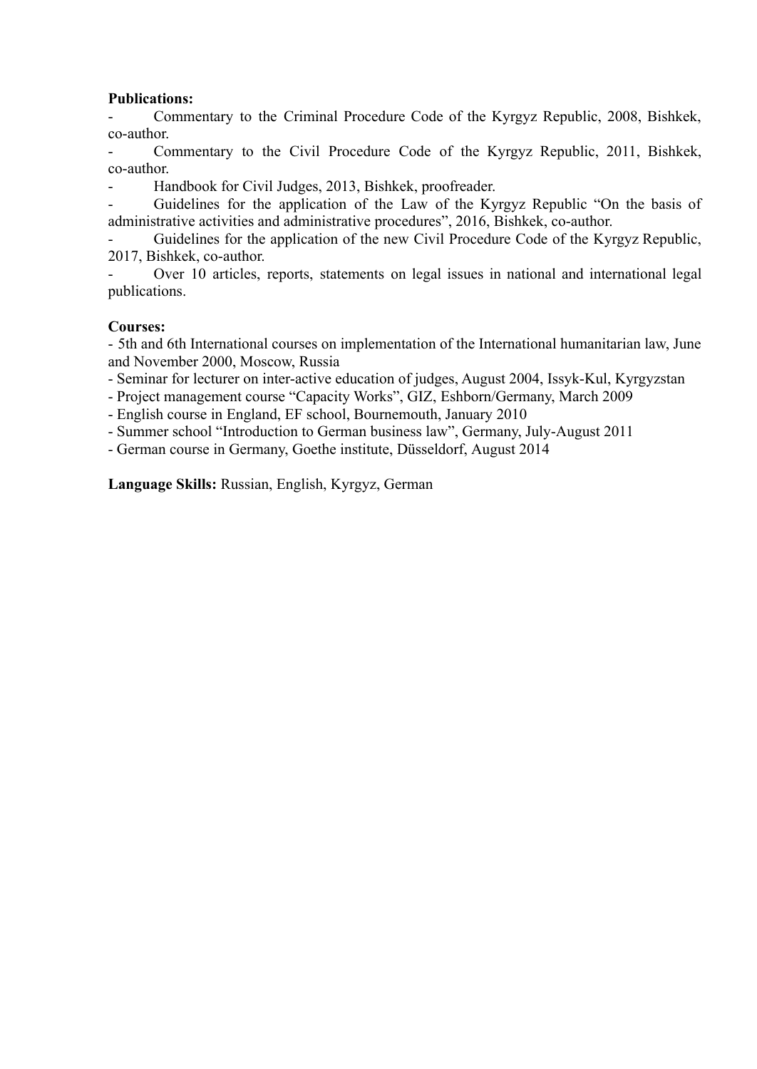**Publications:**

- Commentary to the Criminal Procedure Code of the Kyrgyz Republic, 2008, Bishkek, co-author.
- Commentary to the Civil Procedure Code of the Kyrgyz Republic, 2011, Bishkek, co-author.
- Handbook for Civil Judges, 2013, Bishkek, proofreader.
- Guidelines for the application of the Law of the Kyrgyz Republic "On the basis of administrative activities and administrative procedures", 2016, Bishkek, co-author.
- Guidelines for the application of the new Civil Procedure Code of the Kyrgyz Republic, 2017, Bishkek, co-author.
- Over 10 articles, reports, statements on legal issues in national and international legal publications.

**Courses:**

- 5th and 6th International courses on implementation of the International humanitarian law, June and November 2000, Moscow, Russia
- Seminar for lecturer on inter-active education of judges, August 2004, Issyk-Kul, Kyrgyzstan
- Project management course "Capacity Works", GIZ, Eshborn/Germany, March 2009
- English course in England, EF school, Bournemouth, January 2010
- Summer school "Introduction to German business law", Germany, July-August 2011
- German course in Germany, Goethe institute, Düsseldorf, August 2014

**Language Skills:** Russian, English, Kyrgyz, German